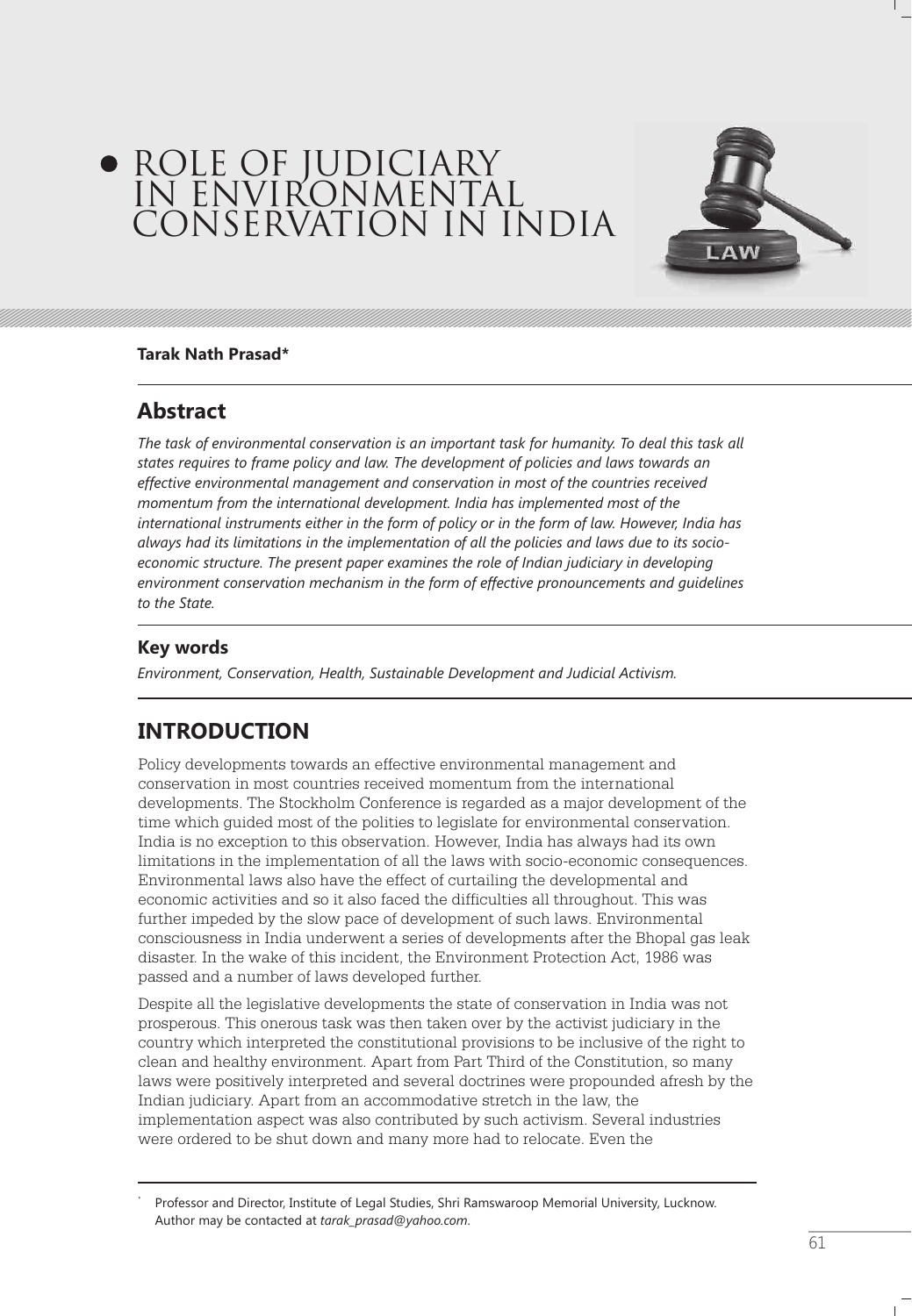# ROLE OF JUDICIARY IN ENVIRONMENTAL CONSERVATION IN INDIA

**Tarak Nath Prasad***

## Abstract

*The task of environmental conservation is an important task for humanity. To deal this task all states requires to frame policy and law. The development of policies and laws towards an effective environmental management and conservation in most of the countries received momentum from the international development. India has implemented most of the international instruments either in the form of policy or in the form of law. However, India has always had its limitations in the implementation of all the policies and laws due to its socio-economic structure. The present paper examines the role of Indian judiciary in developing environment conservation mechanism in the form of effective pronouncements and guidelines to the State.*

## Key words

*Environment, Conservation, Health, Sustainable Development and Judicial Activism.*

## INTRODUCTION

Policy developments towards an effective environmental management and conservation in most countries received momentum from the international developments. The Stockholm Conference is regarded as a major development of the time which guided most of the polities to legislate for environmental conservation. India is no exception to this observation. However, India has always had its own limitations in the implementation of all the laws with socio-economic consequences. Environmental laws also have the effect of curtailing the developmental and economic activities and so it also faced the difficulties all throughout. This was further impeded by the slow pace of development of such laws. Environmental consciousness in India underwent a series of developments after the Bhopal gas leak disaster. In the wake of this incident, the Environment Protection Act, 1986 was passed and a number of laws developed further.

Despite all the legislative developments the state of conservation in India was not prosperous. This onerous task was then taken over by the activist judiciary in the country which interpreted the constitutional provisions to be inclusive of the right to clean and healthy environment. Apart from Part Third of the Constitution, so many laws were positively interpreted and several doctrines were propounded afresh by the Indian judiciary. Apart from an accommodative stretch in the law, the implementation aspect was also contributed by such activism. Several industries were ordered to be shut down and many more had to relocate. Even the

---

\* Professor and Director, Institute of Legal Studies, Shri Ramswaroop Memorial University, Lucknow. Author may be contacted at *tarak_prasad@yahoo.com*.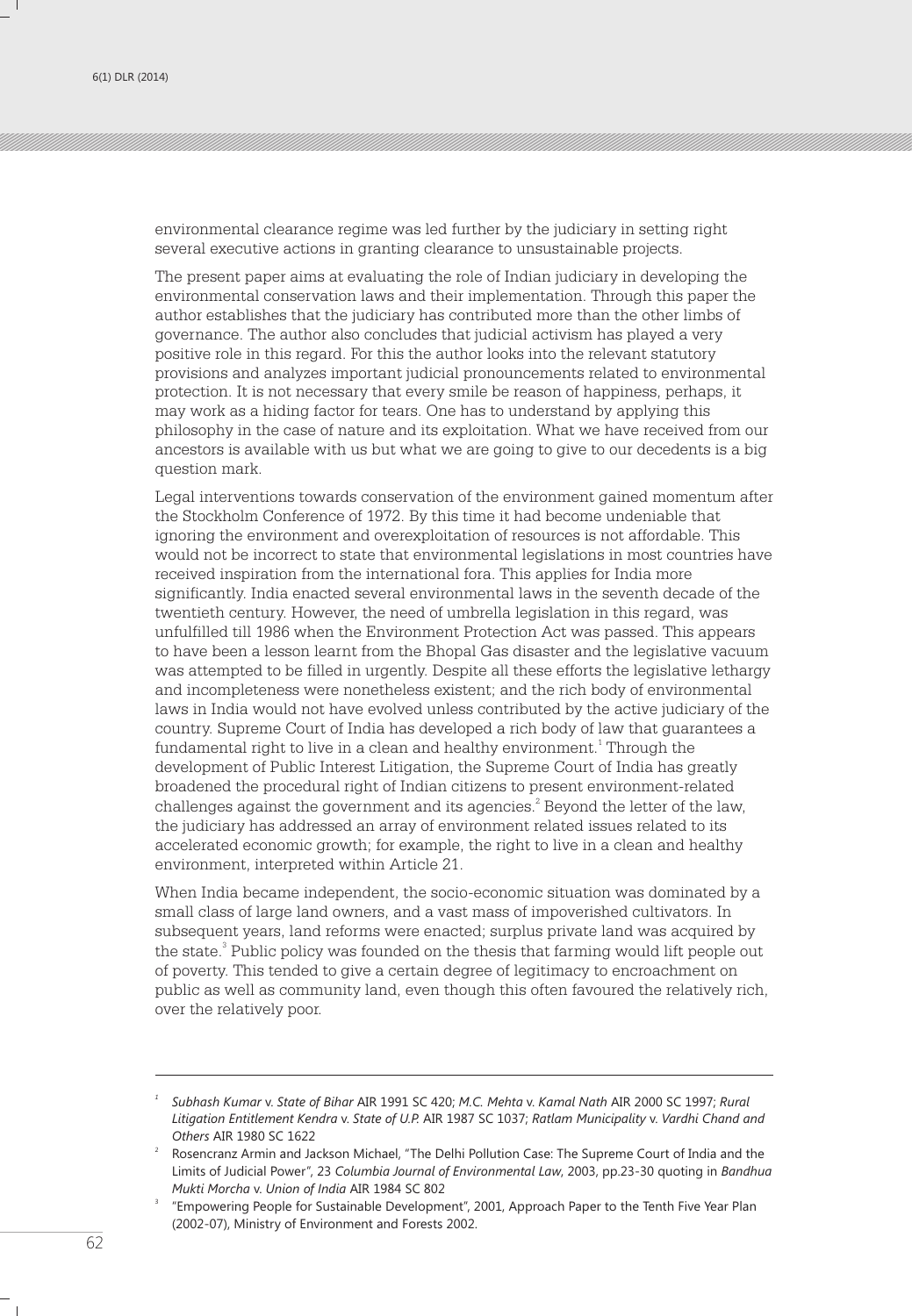environmental clearance regime was led further by the judiciary in setting right several executive actions in granting clearance to unsustainable projects.

The present paper aims at evaluating the role of Indian judiciary in developing the environmental conservation laws and their implementation. Through this paper the author establishes that the judiciary has contributed more than the other limbs of governance. The author also concludes that judicial activism has played a very positive role in this regard. For this the author looks into the relevant statutory provisions and analyzes important judicial pronouncements related to environmental protection. It is not necessary that every smile be reason of happiness, perhaps, it may work as a hiding factor for tears. One has to understand by applying this philosophy in the case of nature and its exploitation. What we have received from our ancestors is available with us but what we are going to give to our decedents is a big question mark.

Legal interventions towards conservation of the environment gained momentum after the Stockholm Conference of 1972. By this time it had become undeniable that ignoring the environment and overexploitation of resources is not affordable. This would not be incorrect to state that environmental legislations in most countries have received inspiration from the international fora. This applies for India more significantly. India enacted several environmental laws in the seventh decade of the twentieth century. However, the need of umbrella legislation in this regard, was unfulfilled till 1986 when the Environment Protection Act was passed. This appears to have been a lesson learnt from the Bhopal Gas disaster and the legislative vacuum was attempted to be filled in urgently. Despite all these efforts the legislative lethargy and incompleteness were nonetheless existent; and the rich body of environmental laws in India would not have evolved unless contributed by the active judiciary of the country. Supreme Court of India has developed a rich body of law that guarantees a fundamental right to live in a clean and healthy environment.[1] Through the development of Public Interest Litigation, the Supreme Court of India has greatly broadened the procedural right of Indian citizens to present environment-related challenges against the government and its agencies.[2] Beyond the letter of the law, the judiciary has addressed an array of environment related issues related to its accelerated economic growth; for example, the right to live in a clean and healthy environment, interpreted within Article 21.

When India became independent, the socio-economic situation was dominated by a small class of large land owners, and a vast mass of impoverished cultivators. In subsequent years, land reforms were enacted; surplus private land was acquired by the state.[3] Public policy was founded on the thesis that farming would lift people out of poverty. This tended to give a certain degree of legitimacy to encroachment on public as well as community land, even though this often favoured the relatively rich, over the relatively poor.

---

[1] *Subhash Kumar* v. *State of Bihar* AIR 1991 SC 420; *M.C. Mehta* v. *Kamal Nath* AIR 2000 SC 1997; *Rural Litigation Entitlement Kendra* v. *State of U.P.* AIR 1987 SC 1037; *Ratlam Municipality* v. *Vardhi Chand and Others* AIR 1980 SC 1622

[2] Rosencranz Armin and Jackson Michael, "The Delhi Pollution Case: The Supreme Court of India and the Limits of Judicial Power", 23 *Columbia Journal of Environmental Law*, 2003, pp.23-30 quoting in *Bandhua Mukti Morcha* v. *Union of India* AIR 1984 SC 802

[3] "Empowering People for Sustainable Development", 2001, Approach Paper to the Tenth Five Year Plan (2002-07), Ministry of Environment and Forests 2002.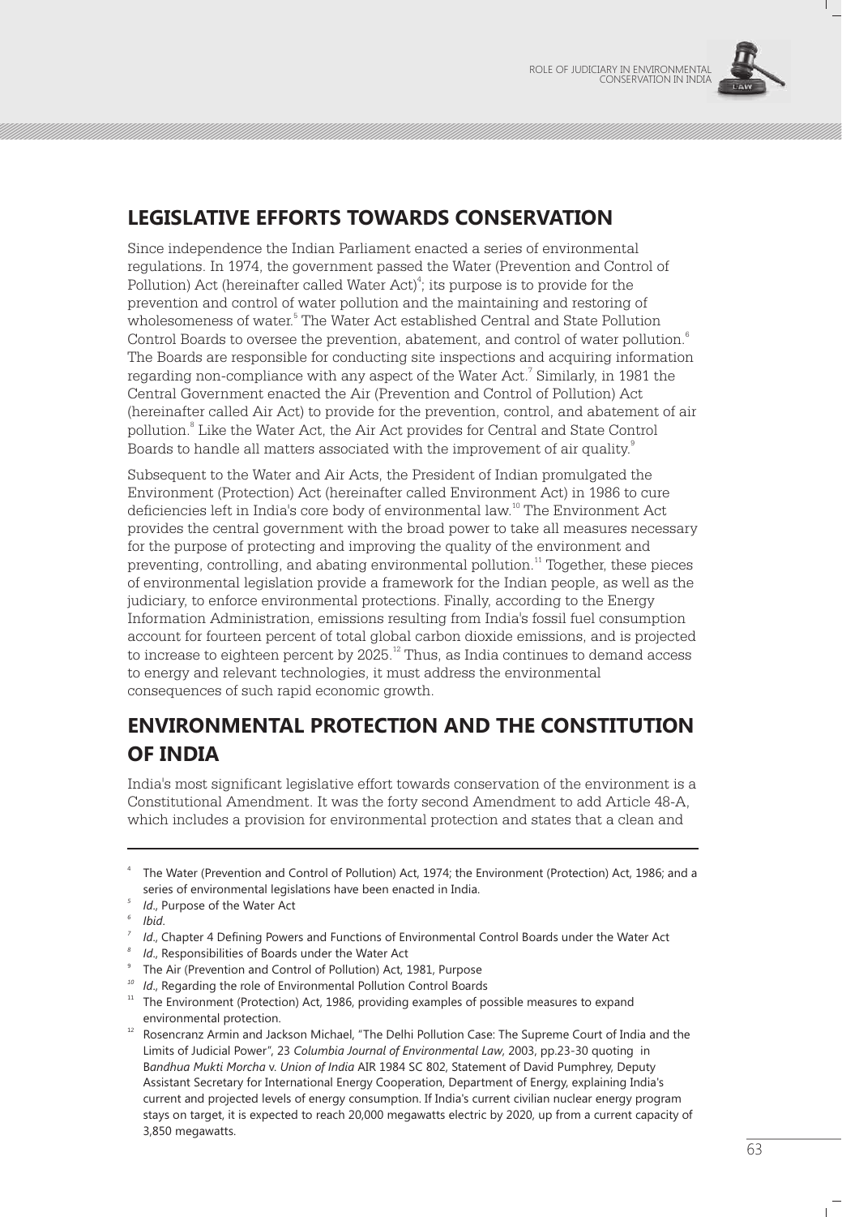## LEGISLATIVE EFFORTS TOWARDS CONSERVATION

Since independence the Indian Parliament enacted a series of environmental regulations. In 1974, the government passed the Water (Prevention and Control of Pollution) Act (hereinafter called Water Act)[4]; its purpose is to provide for the prevention and control of water pollution and the maintaining and restoring of wholesomeness of water.[5] The Water Act established Central and State Pollution Control Boards to oversee the prevention, abatement, and control of water pollution.[6] The Boards are responsible for conducting site inspections and acquiring information regarding non-compliance with any aspect of the Water Act.[7] Similarly, in 1981 the Central Government enacted the Air (Prevention and Control of Pollution) Act (hereinafter called Air Act) to provide for the prevention, control, and abatement of air pollution.[8] Like the Water Act, the Air Act provides for Central and State Control Boards to handle all matters associated with the improvement of air quality.[9]

Subsequent to the Water and Air Acts, the President of Indian promulgated the Environment (Protection) Act (hereinafter called Environment Act) in 1986 to cure deficiencies left in India's core body of environmental law.[10] The Environment Act provides the central government with the broad power to take all measures necessary for the purpose of protecting and improving the quality of the environment and preventing, controlling, and abating environmental pollution.[11] Together, these pieces of environmental legislation provide a framework for the Indian people, as well as the judiciary, to enforce environmental protections. Finally, according to the Energy Information Administration, emissions resulting from India's fossil fuel consumption account for fourteen percent of total global carbon dioxide emissions, and is projected to increase to eighteen percent by 2025.[12] Thus, as India continues to demand access to energy and relevant technologies, it must address the environmental consequences of such rapid economic growth.

## ENVIRONMENTAL PROTECTION AND THE CONSTITUTION OF INDIA

India's most significant legislative effort towards conservation of the environment is a Constitutional Amendment. It was the forty second Amendment to add Article 48-A, which includes a provision for environmental protection and states that a clean and

---

[4] The Water (Prevention and Control of Pollution) Act, 1974; the Environment (Protection) Act, 1986; and a series of environmental legislations have been enacted in India.

[5] *Id.*, Purpose of the Water Act

[6] *Ibid.*

[7] *Id.*, Chapter 4 Defining Powers and Functions of Environmental Control Boards under the Water Act

[8] *Id.*, Responsibilities of Boards under the Water Act

[9] The Air (Prevention and Control of Pollution) Act, 1981, Purpose

[10] *Id.*, Regarding the role of Environmental Pollution Control Boards

[11] The Environment (Protection) Act, 1986, providing examples of possible measures to expand environmental protection.

[12] Rosencranz Armin and Jackson Michael, "The Delhi Pollution Case: The Supreme Court of India and the Limits of Judicial Power", 23 *Columbia Journal of Environmental Law,* 2003, pp.23-30 quoting in *Bandhua Mukti Morcha* v. *Union of India* AIR 1984 SC 802, Statement of David Pumphrey, Deputy Assistant Secretary for International Energy Cooperation, Department of Energy, explaining India's current and projected levels of energy consumption. If India's current civilian nuclear energy program stays on target, it is expected to reach 20,000 megawatts electric by 2020, up from a current capacity of 3,850 megawatts.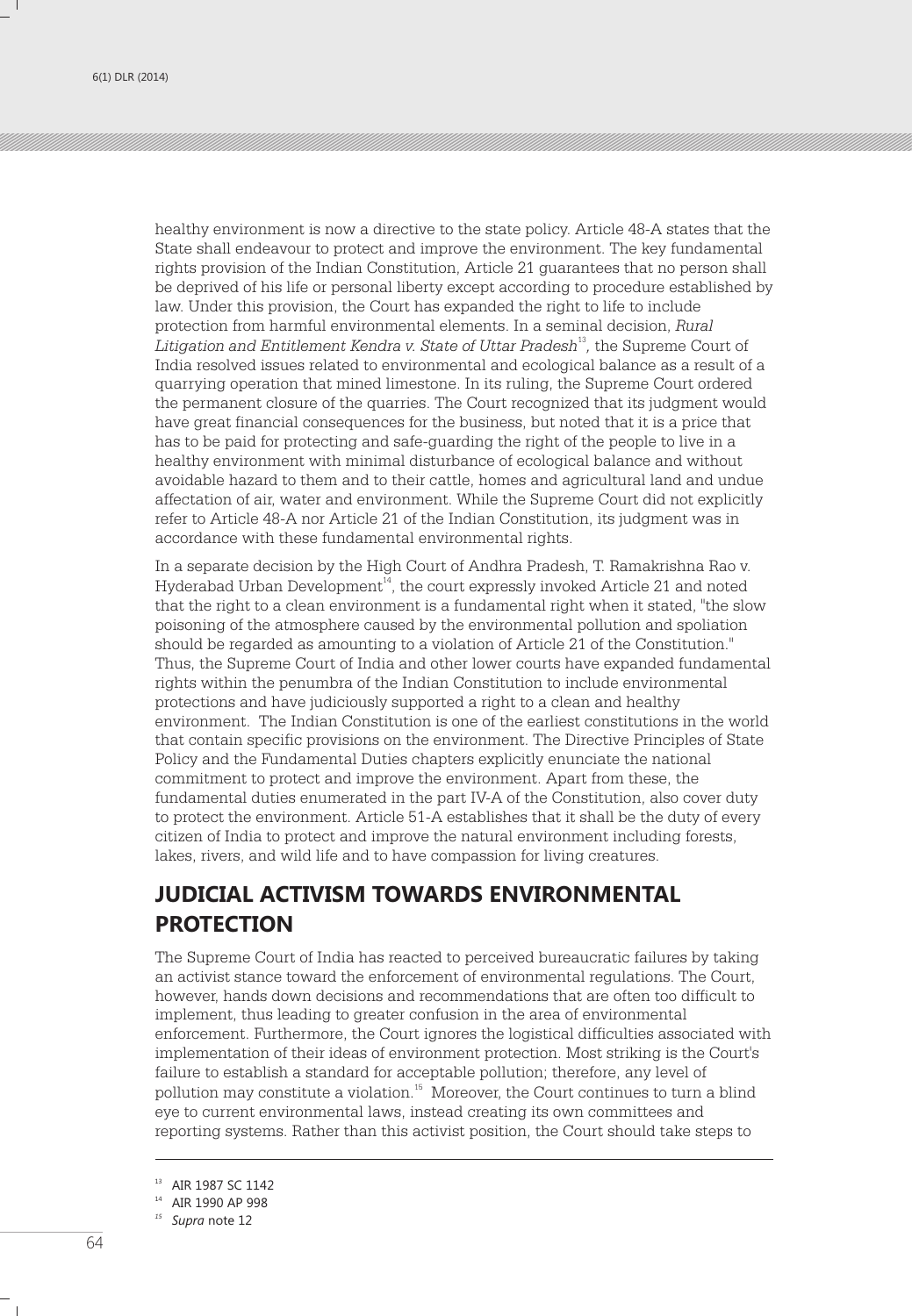healthy environment is now a directive to the state policy. Article 48-A states that the State shall endeavour to protect and improve the environment. The key fundamental rights provision of the Indian Constitution, Article 21 guarantees that no person shall be deprived of his life or personal liberty except according to procedure established by law. Under this provision, the Court has expanded the right to life to include protection from harmful environmental elements. In a seminal decision, *Rural Litigation and Entitlement Kendra v. State of Uttar Pradesh*[13], the Supreme Court of India resolved issues related to environmental and ecological balance as a result of a quarrying operation that mined limestone. In its ruling, the Supreme Court ordered the permanent closure of the quarries. The Court recognized that its judgment would have great financial consequences for the business, but noted that it is a price that has to be paid for protecting and safe-guarding the right of the people to live in a healthy environment with minimal disturbance of ecological balance and without avoidable hazard to them and to their cattle, homes and agricultural land and undue affectation of air, water and environment. While the Supreme Court did not explicitly refer to Article 48-A nor Article 21 of the Indian Constitution, its judgment was in accordance with these fundamental environmental rights.

In a separate decision by the High Court of Andhra Pradesh, T. Ramakrishna Rao v. Hyderabad Urban Development[14], the court expressly invoked Article 21 and noted that the right to a clean environment is a fundamental right when it stated, "the slow poisoning of the atmosphere caused by the environmental pollution and spoliation should be regarded as amounting to a violation of Article 21 of the Constitution." Thus, the Supreme Court of India and other lower courts have expanded fundamental rights within the penumbra of the Indian Constitution to include environmental protections and have judiciously supported a right to a clean and healthy environment. The Indian Constitution is one of the earliest constitutions in the world that contain specific provisions on the environment. The Directive Principles of State Policy and the Fundamental Duties chapters explicitly enunciate the national commitment to protect and improve the environment. Apart from these, the fundamental duties enumerated in the part IV-A of the Constitution, also cover duty to protect the environment. Article 51-A establishes that it shall be the duty of every citizen of India to protect and improve the natural environment including forests, lakes, rivers, and wild life and to have compassion for living creatures.

## JUDICIAL ACTIVISM TOWARDS ENVIRONMENTAL PROTECTION

The Supreme Court of India has reacted to perceived bureaucratic failures by taking an activist stance toward the enforcement of environmental regulations. The Court, however, hands down decisions and recommendations that are often too difficult to implement, thus leading to greater confusion in the area of environmental enforcement. Furthermore, the Court ignores the logistical difficulties associated with implementation of their ideas of environment protection. Most striking is the Court's failure to establish a standard for acceptable pollution; therefore, any level of pollution may constitute a violation.[15] Moreover, the Court continues to turn a blind eye to current environmental laws, instead creating its own committees and reporting systems. Rather than this activist position, the Court should take steps to

---

[13] AIR 1987 SC 1142

[14] AIR 1990 AP 998

[15] *Supra* note 12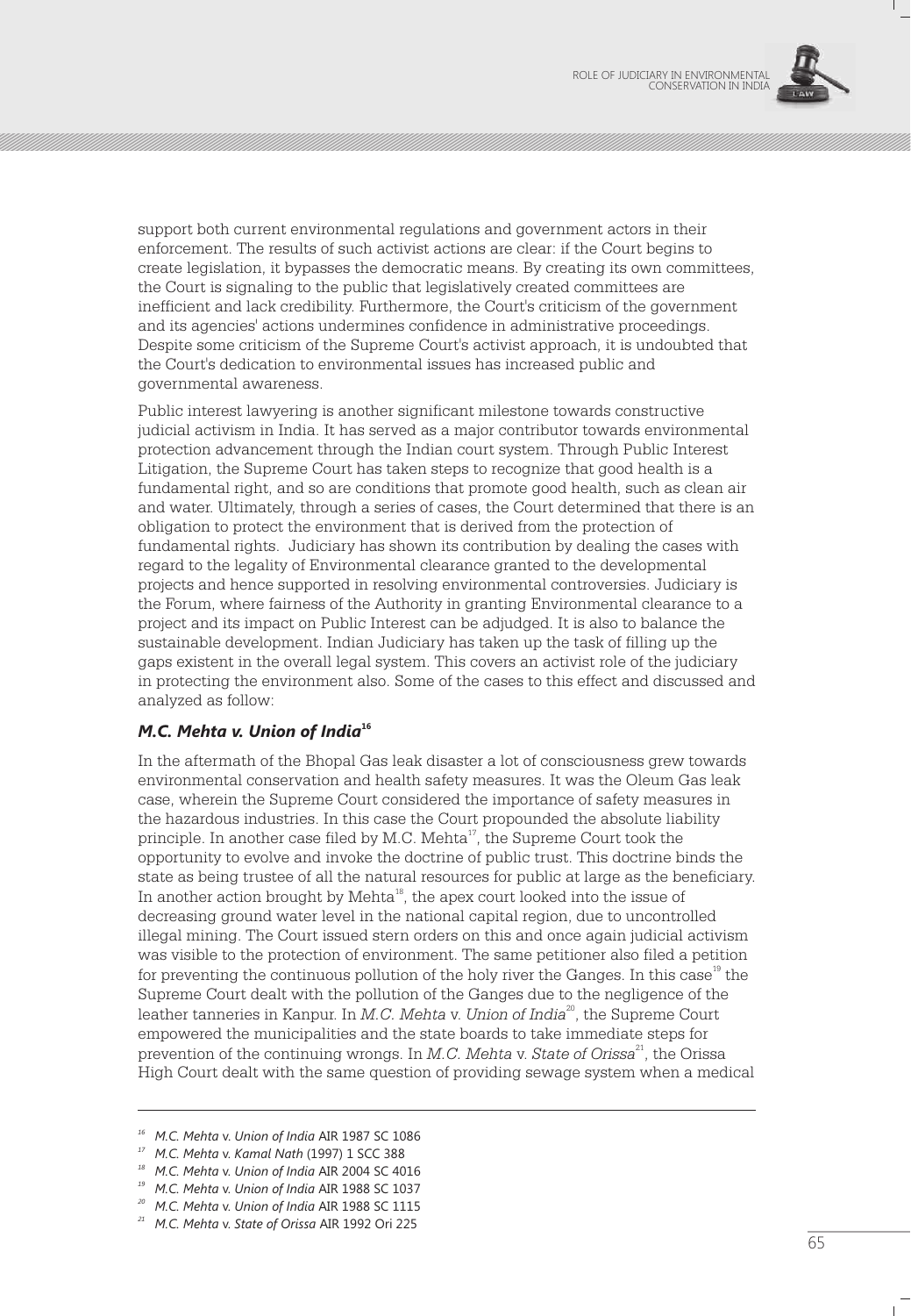support both current environmental regulations and government actors in their enforcement. The results of such activist actions are clear: if the Court begins to create legislation, it bypasses the democratic means. By creating its own committees, the Court is signaling to the public that legislatively created committees are inefficient and lack credibility. Furthermore, the Court's criticism of the government and its agencies' actions undermines confidence in administrative proceedings. Despite some criticism of the Supreme Court's activist approach, it is undoubted that the Court's dedication to environmental issues has increased public and governmental awareness.

Public interest lawyering is another significant milestone towards constructive judicial activism in India. It has served as a major contributor towards environmental protection advancement through the Indian court system. Through Public Interest Litigation, the Supreme Court has taken steps to recognize that good health is a fundamental right, and so are conditions that promote good health, such as clean air and water. Ultimately, through a series of cases, the Court determined that there is an obligation to protect the environment that is derived from the protection of fundamental rights. Judiciary has shown its contribution by dealing the cases with regard to the legality of Environmental clearance granted to the developmental projects and hence supported in resolving environmental controversies. Judiciary is the Forum, where fairness of the Authority in granting Environmental clearance to a project and its impact on Public Interest can be adjudged. It is also to balance the sustainable development. Indian Judiciary has taken up the task of filling up the gaps existent in the overall legal system. This covers an activist role of the judiciary in protecting the environment also. Some of the cases to this effect and discussed and analyzed as follow:

### *M.C. Mehta v. Union of India*[16]

In the aftermath of the Bhopal Gas leak disaster a lot of consciousness grew towards environmental conservation and health safety measures. It was the Oleum Gas leak case, wherein the Supreme Court considered the importance of safety measures in the hazardous industries. In this case the Court propounded the absolute liability principle. In another case filed by M.C. Mehta[17], the Supreme Court took the opportunity to evolve and invoke the doctrine of public trust. This doctrine binds the state as being trustee of all the natural resources for public at large as the beneficiary. In another action brought by Mehta[18], the apex court looked into the issue of decreasing ground water level in the national capital region, due to uncontrolled illegal mining. The Court issued stern orders on this and once again judicial activism was visible to the protection of environment. The same petitioner also filed a petition for preventing the continuous pollution of the holy river the Ganges. In this case[19] the Supreme Court dealt with the pollution of the Ganges due to the negligence of the leather tanneries in Kanpur. In *M.C. Mehta* v. *Union of India*[20], the Supreme Court empowered the municipalities and the state boards to take immediate steps for prevention of the continuing wrongs. In *M.C. Mehta* v. *State of Orissa*[21], the Orissa High Court dealt with the same question of providing sewage system when a medical

---

[16] *M.C. Mehta* v. *Union of India* AIR 1987 SC 1086

[17] *M.C. Mehta* v. *Kamal Nath* (1997) 1 SCC 388

[18] *M.C. Mehta* v. *Union of India* AIR 2004 SC 4016

[19] *M.C. Mehta* v. *Union of India* AIR 1988 SC 1037

[20] *M.C. Mehta* v. *Union of India* AIR 1988 SC 1115

[21] *M.C. Mehta* v. *State of Orissa* AIR 1992 Ori 225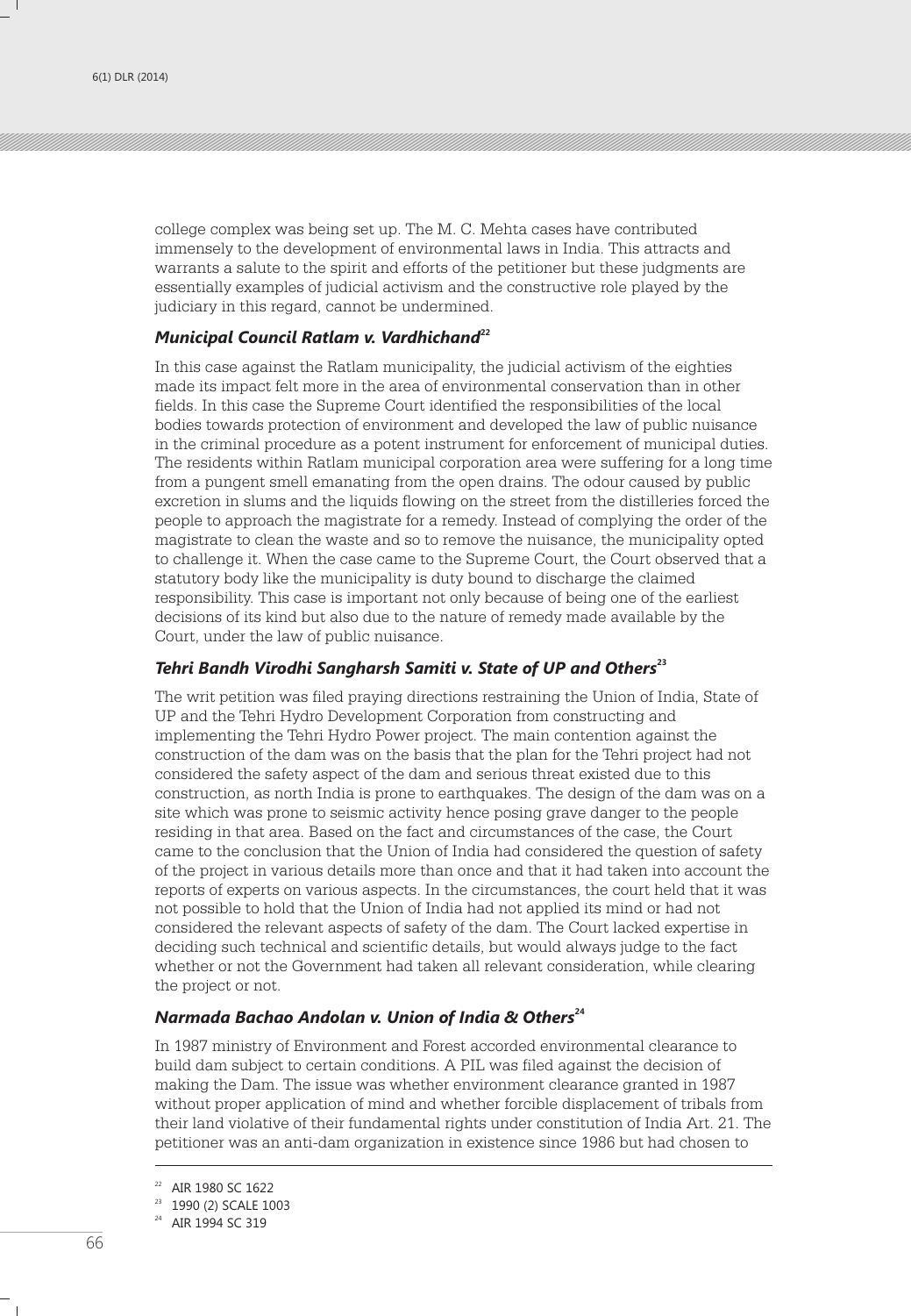college complex was being set up. The M. C. Mehta cases have contributed immensely to the development of environmental laws in India. This attracts and warrants a salute to the spirit and efforts of the petitioner but these judgments are essentially examples of judicial activism and the constructive role played by the judiciary in this regard, cannot be undermined.

### *Municipal Council Ratlam v. Vardhichand*[22]

In this case against the Ratlam municipality, the judicial activism of the eighties made its impact felt more in the area of environmental conservation than in other fields. In this case the Supreme Court identified the responsibilities of the local bodies towards protection of environment and developed the law of public nuisance in the criminal procedure as a potent instrument for enforcement of municipal duties. The residents within Ratlam municipal corporation area were suffering for a long time from a pungent smell emanating from the open drains. The odour caused by public excretion in slums and the liquids flowing on the street from the distilleries forced the people to approach the magistrate for a remedy. Instead of complying the order of the magistrate to clean the waste and so to remove the nuisance, the municipality opted to challenge it. When the case came to the Supreme Court, the Court observed that a statutory body like the municipality is duty bound to discharge the claimed responsibility. This case is important not only because of being one of the earliest decisions of its kind but also due to the nature of remedy made available by the Court, under the law of public nuisance.

### *Tehri Bandh Virodhi Sangharsh Samiti v. State of UP and Others*[23]

The writ petition was filed praying directions restraining the Union of India, State of UP and the Tehri Hydro Development Corporation from constructing and implementing the Tehri Hydro Power project. The main contention against the construction of the dam was on the basis that the plan for the Tehri project had not considered the safety aspect of the dam and serious threat existed due to this construction, as north India is prone to earthquakes. The design of the dam was on a site which was prone to seismic activity hence posing grave danger to the people residing in that area. Based on the fact and circumstances of the case, the Court came to the conclusion that the Union of India had considered the question of safety of the project in various details more than once and that it had taken into account the reports of experts on various aspects. In the circumstances, the court held that it was not possible to hold that the Union of India had not applied its mind or had not considered the relevant aspects of safety of the dam. The Court lacked expertise in deciding such technical and scientific details, but would always judge to the fact whether or not the Government had taken all relevant consideration, while clearing the project or not.

### *Narmada Bachao Andolan v. Union of India & Others*[24]

In 1987 ministry of Environment and Forest accorded environmental clearance to build dam subject to certain conditions. A PIL was filed against the decision of making the Dam. The issue was whether environment clearance granted in 1987 without proper application of mind and whether forcible displacement of tribals from their land violative of their fundamental rights under constitution of India Art. 21. The petitioner was an anti-dam organization in existence since 1986 but had chosen to

---

[22] AIR 1980 SC 1622

[23] 1990 (2) SCALE 1003

[24] AIR 1994 SC 319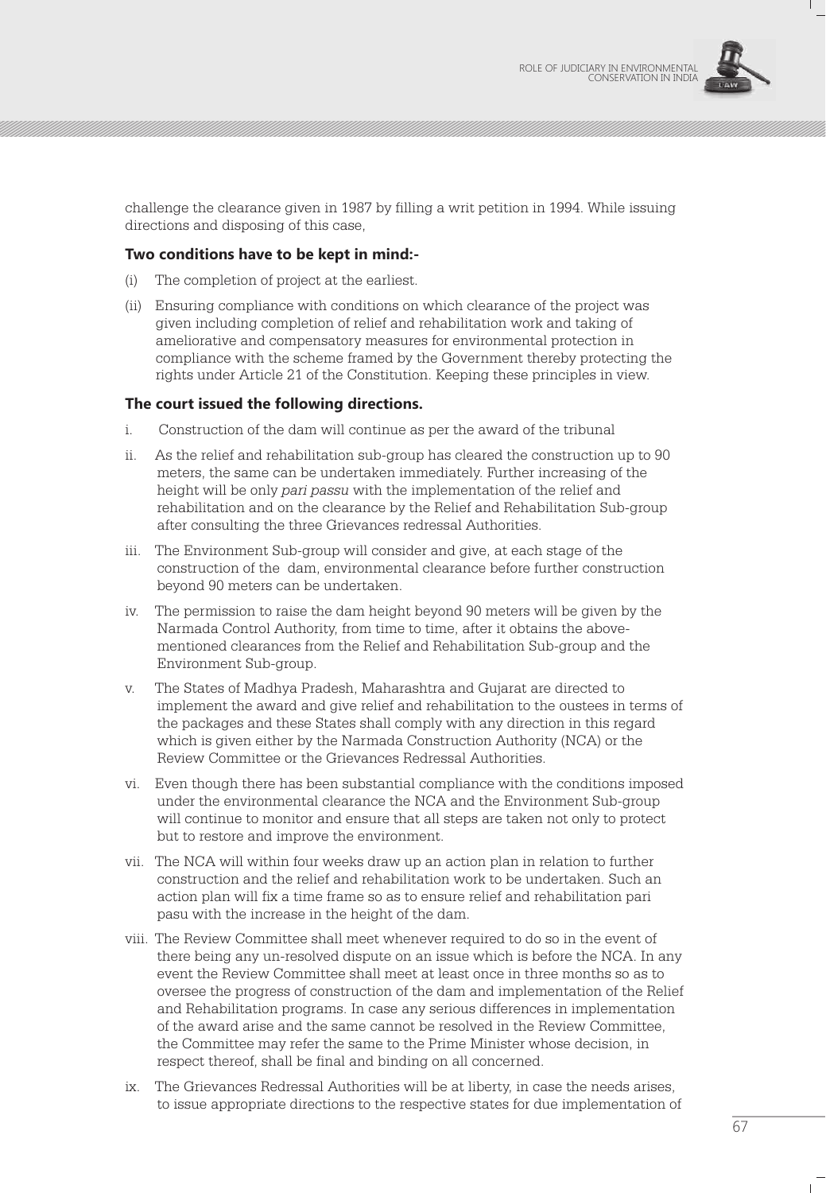challenge the clearance given in 1987 by filling a writ petition in 1994. While issuing directions and disposing of this case,

**Two conditions have to be kept in mind:-**

(i) The completion of project at the earliest.

(ii) Ensuring compliance with conditions on which clearance of the project was given including completion of relief and rehabilitation work and taking of ameliorative and compensatory measures for environmental protection in compliance with the scheme framed by the Government thereby protecting the rights under Article 21 of the Constitution. Keeping these principles in view.

**The court issued the following directions.**

i. Construction of the dam will continue as per the award of the tribunal

ii. As the relief and rehabilitation sub-group has cleared the construction up to 90 meters, the same can be undertaken immediately. Further increasing of the height will be only *pari passu* with the implementation of the relief and rehabilitation and on the clearance by the Relief and Rehabilitation Sub-group after consulting the three Grievances redressal Authorities.

iii. The Environment Sub-group will consider and give, at each stage of the construction of the dam, environmental clearance before further construction beyond 90 meters can be undertaken.

iv. The permission to raise the dam height beyond 90 meters will be given by the Narmada Control Authority, from time to time, after it obtains the above-mentioned clearances from the Relief and Rehabilitation Sub-group and the Environment Sub-group.

v. The States of Madhya Pradesh, Maharashtra and Gujarat are directed to implement the award and give relief and rehabilitation to the oustees in terms of the packages and these States shall comply with any direction in this regard which is given either by the Narmada Construction Authority (NCA) or the Review Committee or the Grievances Redressal Authorities.

vi. Even though there has been substantial compliance with the conditions imposed under the environmental clearance the NCA and the Environment Sub-group will continue to monitor and ensure that all steps are taken not only to protect but to restore and improve the environment.

vii. The NCA will within four weeks draw up an action plan in relation to further construction and the relief and rehabilitation work to be undertaken. Such an action plan will fix a time frame so as to ensure relief and rehabilitation pari pasu with the increase in the height of the dam.

viii. The Review Committee shall meet whenever required to do so in the event of there being any un-resolved dispute on an issue which is before the NCA. In any event the Review Committee shall meet at least once in three months so as to oversee the progress of construction of the dam and implementation of the Relief and Rehabilitation programs. In case any serious differences in implementation of the award arise and the same cannot be resolved in the Review Committee, the Committee may refer the same to the Prime Minister whose decision, in respect thereof, shall be final and binding on all concerned.

ix. The Grievances Redressal Authorities will be at liberty, in case the needs arises, to issue appropriate directions to the respective states for due implementation of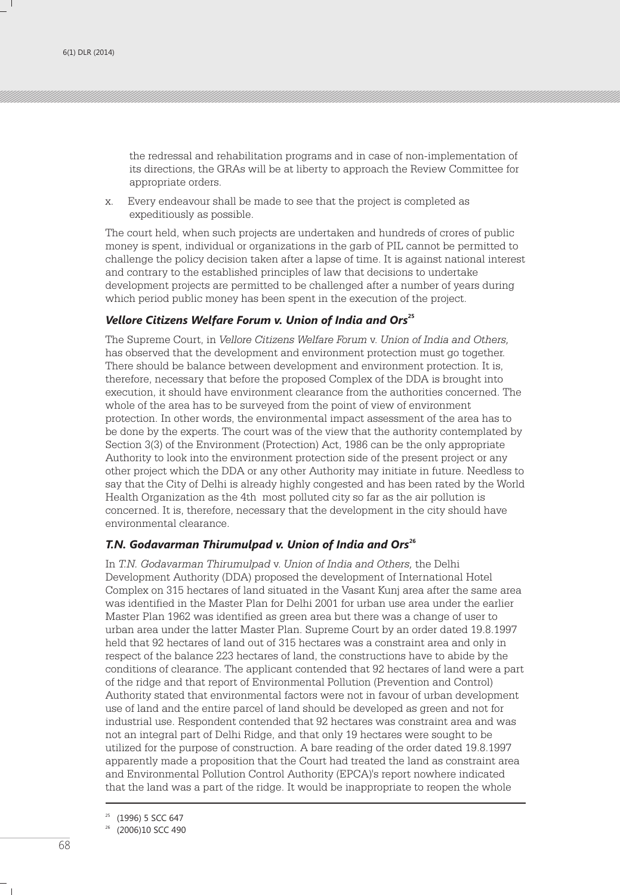the redressal and rehabilitation programs and in case of non-implementation of its directions, the GRAs will be at liberty to approach the Review Committee for appropriate orders.

x. Every endeavour shall be made to see that the project is completed as expeditiously as possible.

The court held, when such projects are undertaken and hundreds of crores of public money is spent, individual or organizations in the garb of PIL cannot be permitted to challenge the policy decision taken after a lapse of time. It is against national interest and contrary to the established principles of law that decisions to undertake development projects are permitted to be challenged after a number of years during which period public money has been spent in the execution of the project.

### *Vellore Citizens Welfare Forum v. Union of India and Ors*[25]

The Supreme Court, in *Vellore Citizens Welfare Forum* v. *Union of India and Others,* has observed that the development and environment protection must go together. There should be balance between development and environment protection. It is, therefore, necessary that before the proposed Complex of the DDA is brought into execution, it should have environment clearance from the authorities concerned. The whole of the area has to be surveyed from the point of view of environment protection. In other words, the environmental impact assessment of the area has to be done by the experts. The court was of the view that the authority contemplated by Section 3(3) of the Environment (Protection) Act, 1986 can be the only appropriate Authority to look into the environment protection side of the present project or any other project which the DDA or any other Authority may initiate in future. Needless to say that the City of Delhi is already highly congested and has been rated by the World Health Organization as the 4th most polluted city so far as the air pollution is concerned. It is, therefore, necessary that the development in the city should have environmental clearance.

### *T.N. Godavarman Thirumulpad v. Union of India and Ors*[26]

In *T.N. Godavarman Thirumulpad* v. *Union of India and Others,* the Delhi Development Authority (DDA) proposed the development of International Hotel Complex on 315 hectares of land situated in the Vasant Kunj area after the same area was identified in the Master Plan for Delhi 2001 for urban use area under the earlier Master Plan 1962 was identified as green area but there was a change of user to urban area under the latter Master Plan. Supreme Court by an order dated 19.8.1997 held that 92 hectares of land out of 315 hectares was a constraint area and only in respect of the balance 223 hectares of land, the constructions have to abide by the conditions of clearance. The applicant contended that 92 hectares of land were a part of the ridge and that report of Environmental Pollution (Prevention and Control) Authority stated that environmental factors were not in favour of urban development use of land and the entire parcel of land should be developed as green and not for industrial use. Respondent contended that 92 hectares was constraint area and was not an integral part of Delhi Ridge, and that only 19 hectares were sought to be utilized for the purpose of construction. A bare reading of the order dated 19.8.1997 apparently made a proposition that the Court had treated the land as constraint area and Environmental Pollution Control Authority (EPCA)'s report nowhere indicated that the land was a part of the ridge. It would be inappropriate to reopen the whole

---

[25] (1996) 5 SCC 647

[26] (2006)10 SCC 490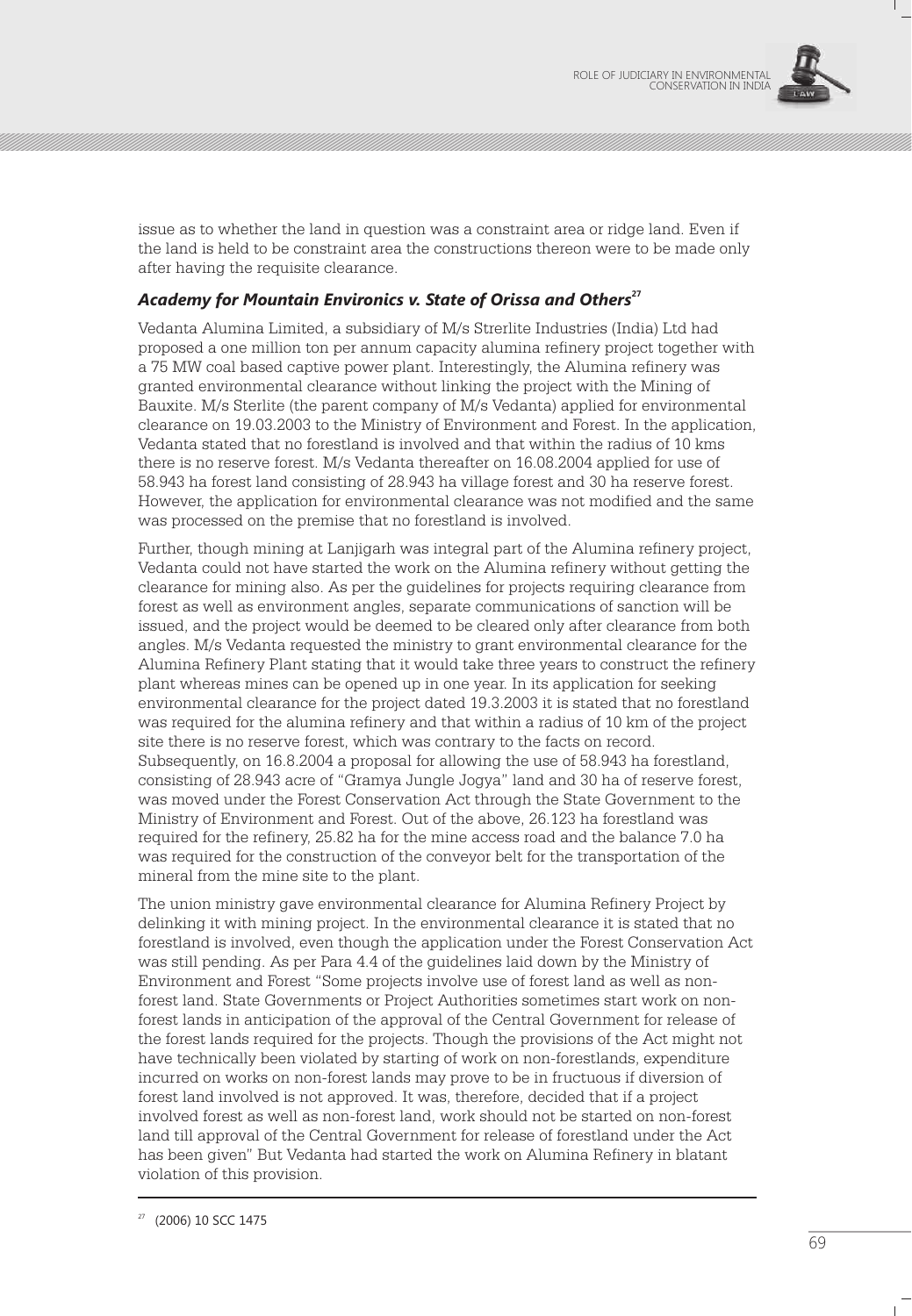issue as to whether the land in question was a constraint area or ridge land. Even if the land is held to be constraint area the constructions thereon were to be made only after having the requisite clearance.

### *Academy for Mountain Environics v. State of Orissa and Others*[27]

Vedanta Alumina Limited, a subsidiary of M/s Strerlite Industries (India) Ltd had proposed a one million ton per annum capacity alumina refinery project together with a 75 MW coal based captive power plant. Interestingly, the Alumina refinery was granted environmental clearance without linking the project with the Mining of Bauxite. M/s Sterlite (the parent company of M/s Vedanta) applied for environmental clearance on 19.03.2003 to the Ministry of Environment and Forest. In the application, Vedanta stated that no forestland is involved and that within the radius of 10 kms there is no reserve forest. M/s Vedanta thereafter on 16.08.2004 applied for use of 58.943 ha forest land consisting of 28.943 ha village forest and 30 ha reserve forest. However, the application for environmental clearance was not modified and the same was processed on the premise that no forestland is involved.

Further, though mining at Lanjigarh was integral part of the Alumina refinery project, Vedanta could not have started the work on the Alumina refinery without getting the clearance for mining also. As per the guidelines for projects requiring clearance from forest as well as environment angles, separate communications of sanction will be issued, and the project would be deemed to be cleared only after clearance from both angles. M/s Vedanta requested the ministry to grant environmental clearance for the Alumina Refinery Plant stating that it would take three years to construct the refinery plant whereas mines can be opened up in one year. In its application for seeking environmental clearance for the project dated 19.3.2003 it is stated that no forestland was required for the alumina refinery and that within a radius of 10 km of the project site there is no reserve forest, which was contrary to the facts on record. Subsequently, on 16.8.2004 a proposal for allowing the use of 58.943 ha forestland, consisting of 28.943 acre of "Gramya Jungle Jogya" land and 30 ha of reserve forest, was moved under the Forest Conservation Act through the State Government to the Ministry of Environment and Forest. Out of the above, 26.123 ha forestland was required for the refinery, 25.82 ha for the mine access road and the balance 7.0 ha was required for the construction of the conveyor belt for the transportation of the mineral from the mine site to the plant.

The union ministry gave environmental clearance for Alumina Refinery Project by delinking it with mining project. In the environmental clearance it is stated that no forestland is involved, even though the application under the Forest Conservation Act was still pending. As per Para 4.4 of the guidelines laid down by the Ministry of Environment and Forest "Some projects involve use of forest land as well as non-forest land. State Governments or Project Authorities sometimes start work on non-forest lands in anticipation of the approval of the Central Government for release of the forest lands required for the projects. Though the provisions of the Act might not have technically been violated by starting of work on non-forestlands, expenditure incurred on works on non-forest lands may prove to be in fructuous if diversion of forest land involved is not approved. It was, therefore, decided that if a project involved forest as well as non-forest land, work should not be started on non-forest land till approval of the Central Government for release of forestland under the Act has been given" But Vedanta had started the work on Alumina Refinery in blatant violation of this provision.

---

[27] (2006) 10 SCC 1475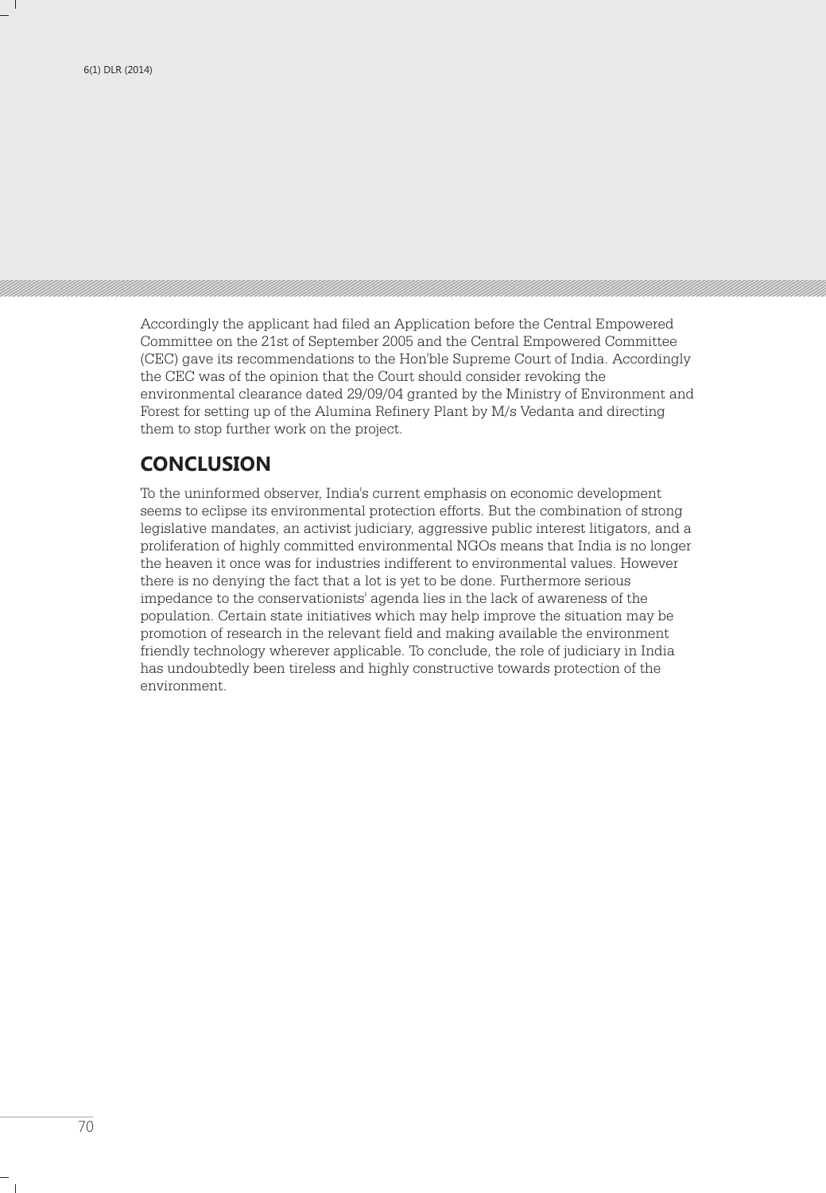Accordingly the applicant had filed an Application before the Central Empowered Committee on the 21st of September 2005 and the Central Empowered Committee (CEC) gave its recommendations to the Hon'ble Supreme Court of India. Accordingly the CEC was of the opinion that the Court should consider revoking the environmental clearance dated 29/09/04 granted by the Ministry of Environment and Forest for setting up of the Alumina Refinery Plant by M/s Vedanta and directing them to stop further work on the project.

## CONCLUSION

To the uninformed observer, India's current emphasis on economic development seems to eclipse its environmental protection efforts. But the combination of strong legislative mandates, an activist judiciary, aggressive public interest litigators, and a proliferation of highly committed environmental NGOs means that India is no longer the heaven it once was for industries indifferent to environmental values. However there is no denying the fact that a lot is yet to be done. Furthermore serious impedance to the conservationists' agenda lies in the lack of awareness of the population. Certain state initiatives which may help improve the situation may be promotion of research in the relevant field and making available the environment friendly technology wherever applicable. To conclude, the role of judiciary in India has undoubtedly been tireless and highly constructive towards protection of the environment.